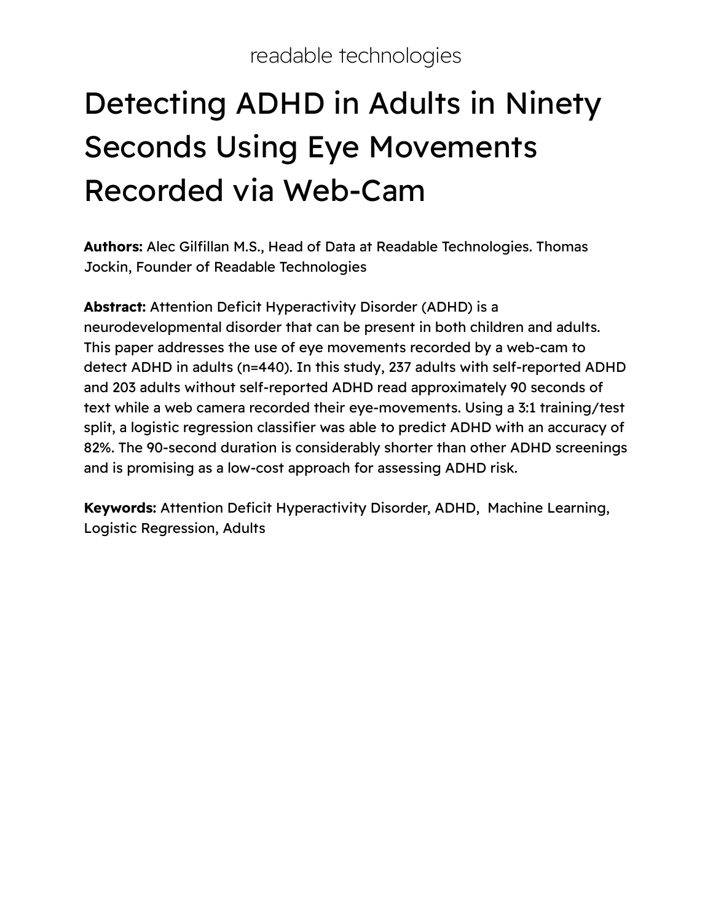readable technologies

# Detecting ADHD in Adults in Ninety Seconds Using Eye Movements Recorded via Web-Cam

**Authors:** Alec Gilfillan M.S., Head of Data at Readable Technologies. Thomas Jockin, Founder of Readable Technologies

**Abstract:** Attention Deficit Hyperactivity Disorder (ADHD) is a neurodevelopmental disorder that can be present in both children and adults. This paper addresses the use of eye movements recorded by a web-cam to detect ADHD in adults (n=440). In this study, 237 adults with self-reported ADHD and 203 adults without self-reported ADHD read approximately 90 seconds of text while a web camera recorded their eye-movements. Using a 3:1 training/test split, a logistic regression classifier was able to predict ADHD with an accuracy of 82%. The 90-second duration is considerably shorter than other ADHD screenings and is promising as a low-cost approach for assessing ADHD risk.

**Keywords:** Attention Deficit Hyperactivity Disorder, ADHD, Machine Learning, Logistic Regression, Adults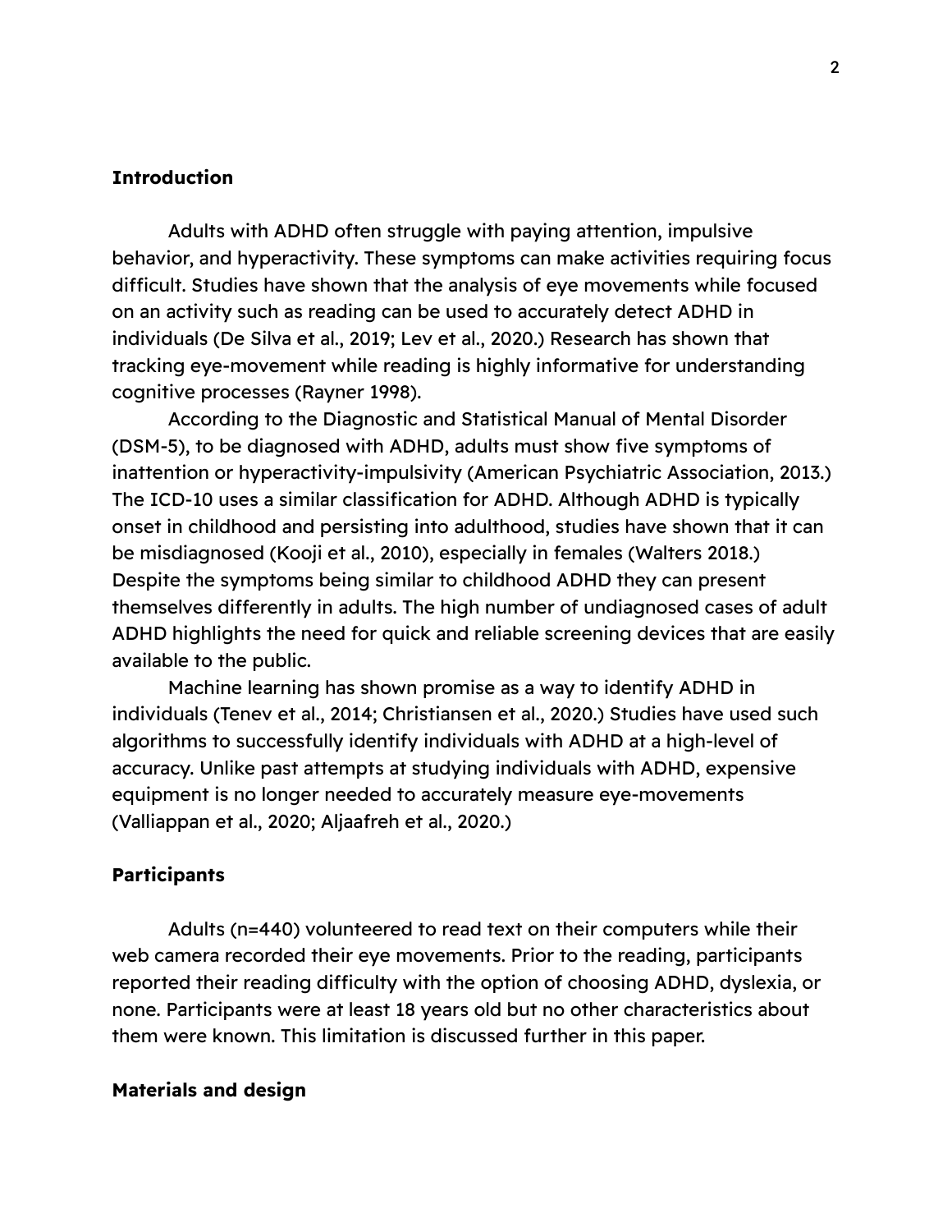## Introduction

Adults with ADHD often struggle with paying attention, impulsive behavior, and hyperactivity. These symptoms can make activities requiring focus difficult. Studies have shown that the analysis of eye movements while focused on an activity such as reading can be used to accurately detect ADHD in individuals (De Silva et al., 2019; Lev et al., 2020.) Research has shown that tracking eye-movement while reading is highly informative for understanding cognitive processes (Rayner 1998).

According to the Diagnostic and Statistical Manual of Mental Disorder (DSM-5), to be diagnosed with ADHD, adults must show five symptoms of inattention or hyperactivity-impulsivity (American Psychiatric Association, 2013.) The ICD-10 uses a similar classification for ADHD. Although ADHD is typically onset in childhood and persisting into adulthood, studies have shown that it can be misdiagnosed (Kooji et al., 2010), especially in females (Walters 2018.) Despite the symptoms being similar to childhood ADHD they can present themselves differently in adults. The high number of undiagnosed cases of adult ADHD highlights the need for quick and reliable screening devices that are easily available to the public.

Machine learning has shown promise as a way to identify ADHD in individuals (Tenev et al., 2014; Christiansen et al., 2020.) Studies have used such algorithms to successfully identify individuals with ADHD at a high-level of accuracy. Unlike past attempts at studying individuals with ADHD, expensive equipment is no longer needed to accurately measure eye-movements (Valliappan et al., 2020; Aljaafreh et al., 2020.)

## Participants

Adults (n=440) volunteered to read text on their computers while their web camera recorded their eye movements. Prior to the reading, participants reported their reading difficulty with the option of choosing ADHD, dyslexia, or none. Participants were at least 18 years old but no other characteristics about them were known. This limitation is discussed further in this paper.

## Materials and design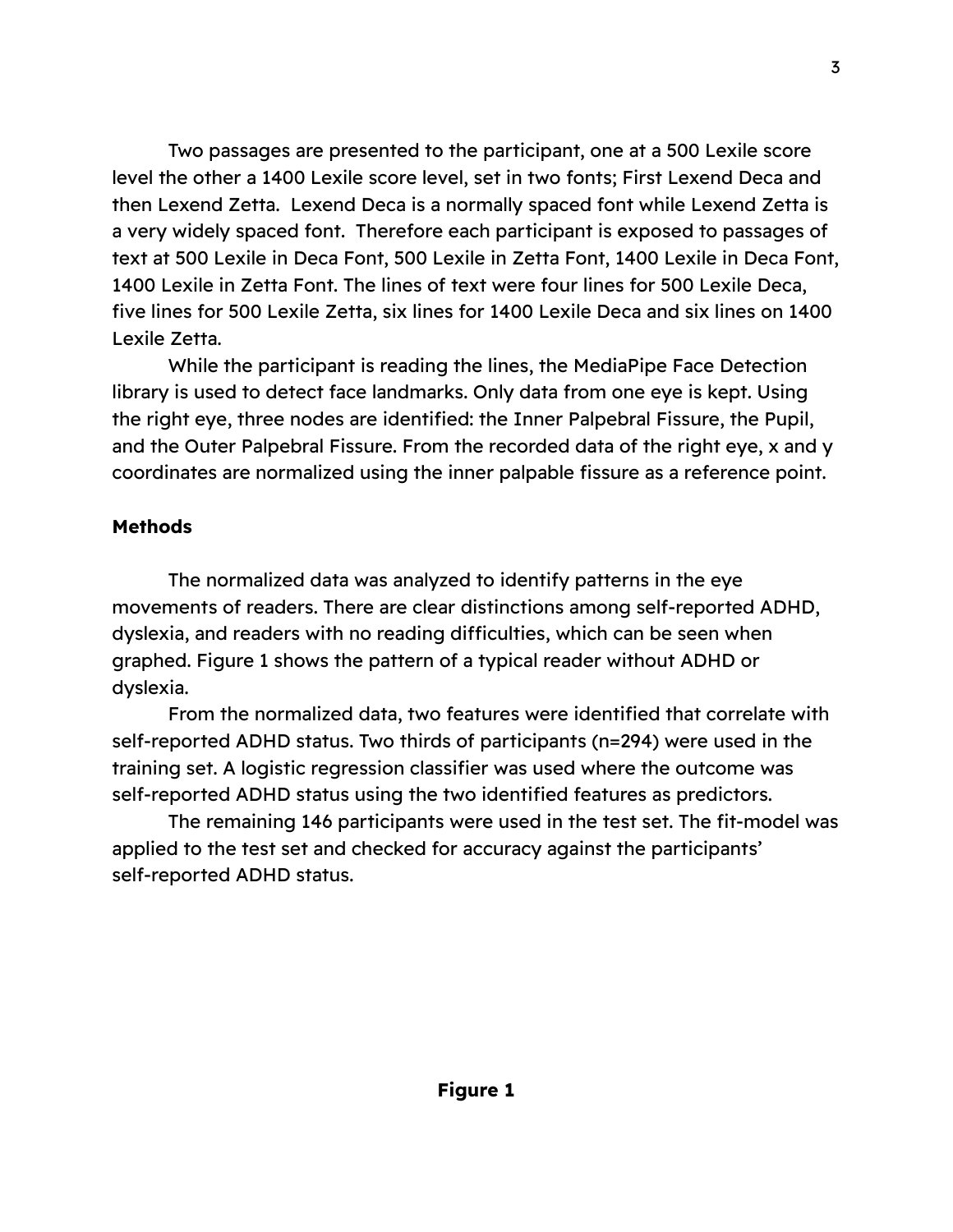Two passages are presented to the participant, one at a 500 Lexile score level the other a 1400 Lexile score level, set in two fonts; First Lexend Deca and then Lexend Zetta. Lexend Deca is a normally spaced font while Lexend Zetta is a very widely spaced font. Therefore each participant is exposed to passages of text at 500 Lexile in Deca Font, 500 Lexile in Zetta Font, 1400 Lexile in Deca Font, 1400 Lexile in Zetta Font. The lines of text were four lines for 500 Lexile Deca, five lines for 500 Lexile Zetta, six lines for 1400 Lexile Deca and six lines on 1400 Lexile Zetta.

While the participant is reading the lines, the MediaPipe Face Detection library is used to detect face landmarks. Only data from one eye is kept. Using the right eye, three nodes are identified: the Inner Palpebral Fissure, the Pupil, and the Outer Palpebral Fissure. From the recorded data of the right eye, x and y coordinates are normalized using the inner palpable fissure as a reference point.

**Methods**

The normalized data was analyzed to identify patterns in the eye movements of readers. There are clear distinctions among self-reported ADHD, dyslexia, and readers with no reading difficulties, which can be seen when graphed. Figure 1 shows the pattern of a typical reader without ADHD or dyslexia.

From the normalized data, two features were identified that correlate with self-reported ADHD status. Two thirds of participants (n=294) were used in the training set. A logistic regression classifier was used where the outcome was self-reported ADHD status using the two identified features as predictors.

The remaining 146 participants were used in the test set. The fit-model was applied to the test set and checked for accuracy against the participants' self-reported ADHD status.

**Figure 1**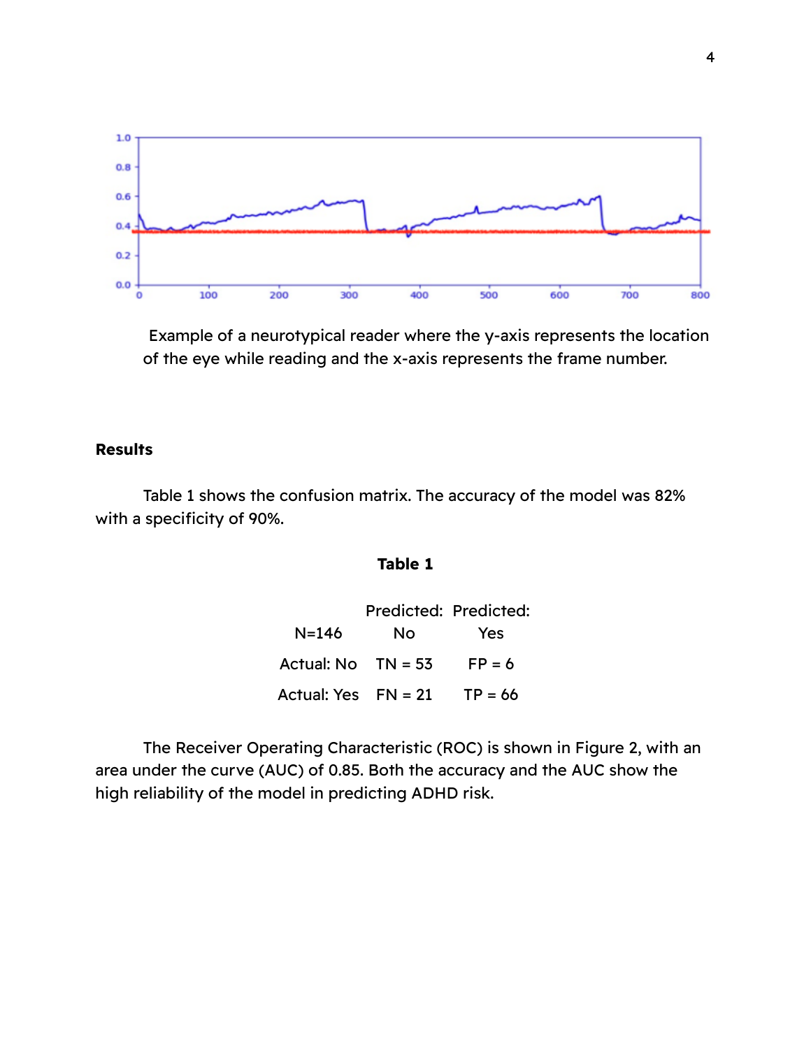Example of a neurotypical reader where the y-axis represents the location of the eye while reading and the x-axis represents the frame number.

## Results

Table 1 shows the confusion matrix. The accuracy of the model was 82% with a specificity of 90%.

**Table 1**

| N=146 | Predicted: No | Predicted: Yes |
|---|---|---|
| Actual: No | TN = 53 | FP = 6 |
| Actual: Yes | FN = 21 | TP = 66 |

The Receiver Operating Characteristic (ROC) is shown in Figure 2, with an area under the curve (AUC) of 0.85. Both the accuracy and the AUC show the high reliability of the model in predicting ADHD risk.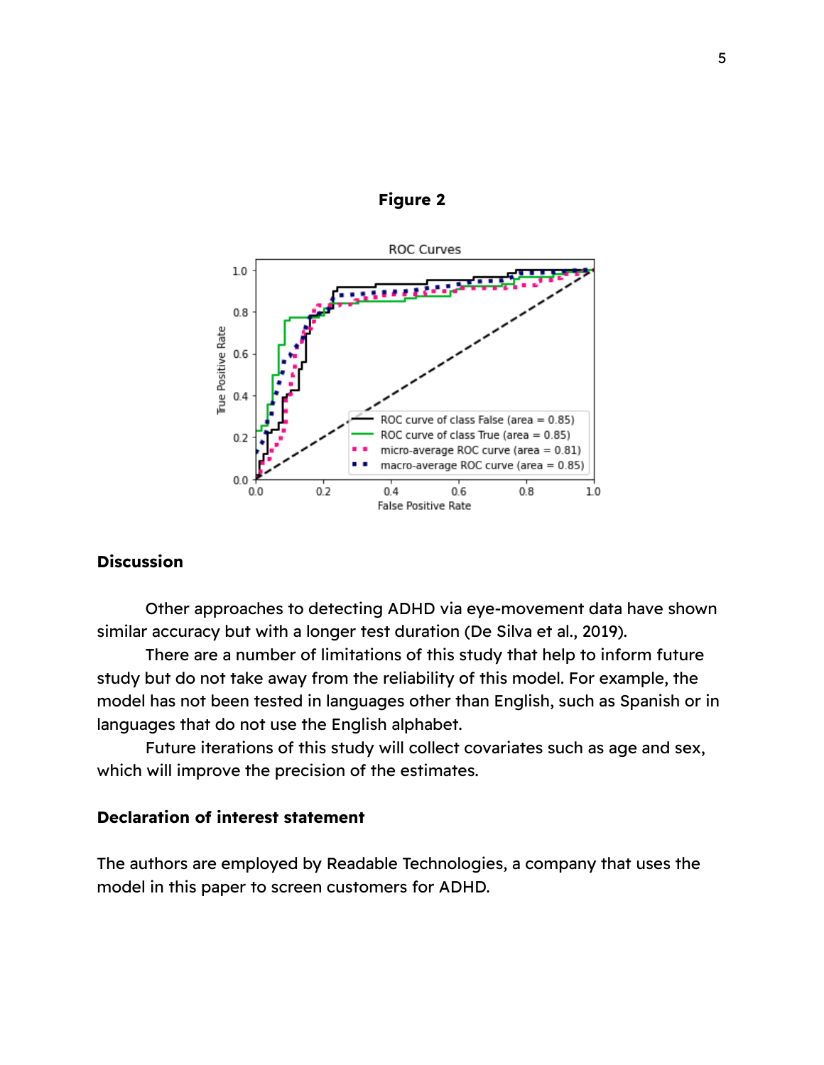**Figure 2**

ROC Curves

| Curve | Area |
|---|---|
| ROC curve of class False | 0.85 |
| ROC curve of class True | 0.85 |
| micro-average ROC curve | 0.81 |
| macro-average ROC curve | 0.85 |

True Positive Rate vs. False Positive Rate

## Discussion

Other approaches to detecting ADHD via eye-movement data have shown similar accuracy but with a longer test duration (De Silva et al., 2019).

There are a number of limitations of this study that help to inform future study but do not take away from the reliability of this model. For example, the model has not been tested in languages other than English, such as Spanish or in languages that do not use the English alphabet.

Future iterations of this study will collect covariates such as age and sex, which will improve the precision of the estimates.

## Declaration of interest statement

The authors are employed by Readable Technologies, a company that uses the model in this paper to screen customers for ADHD.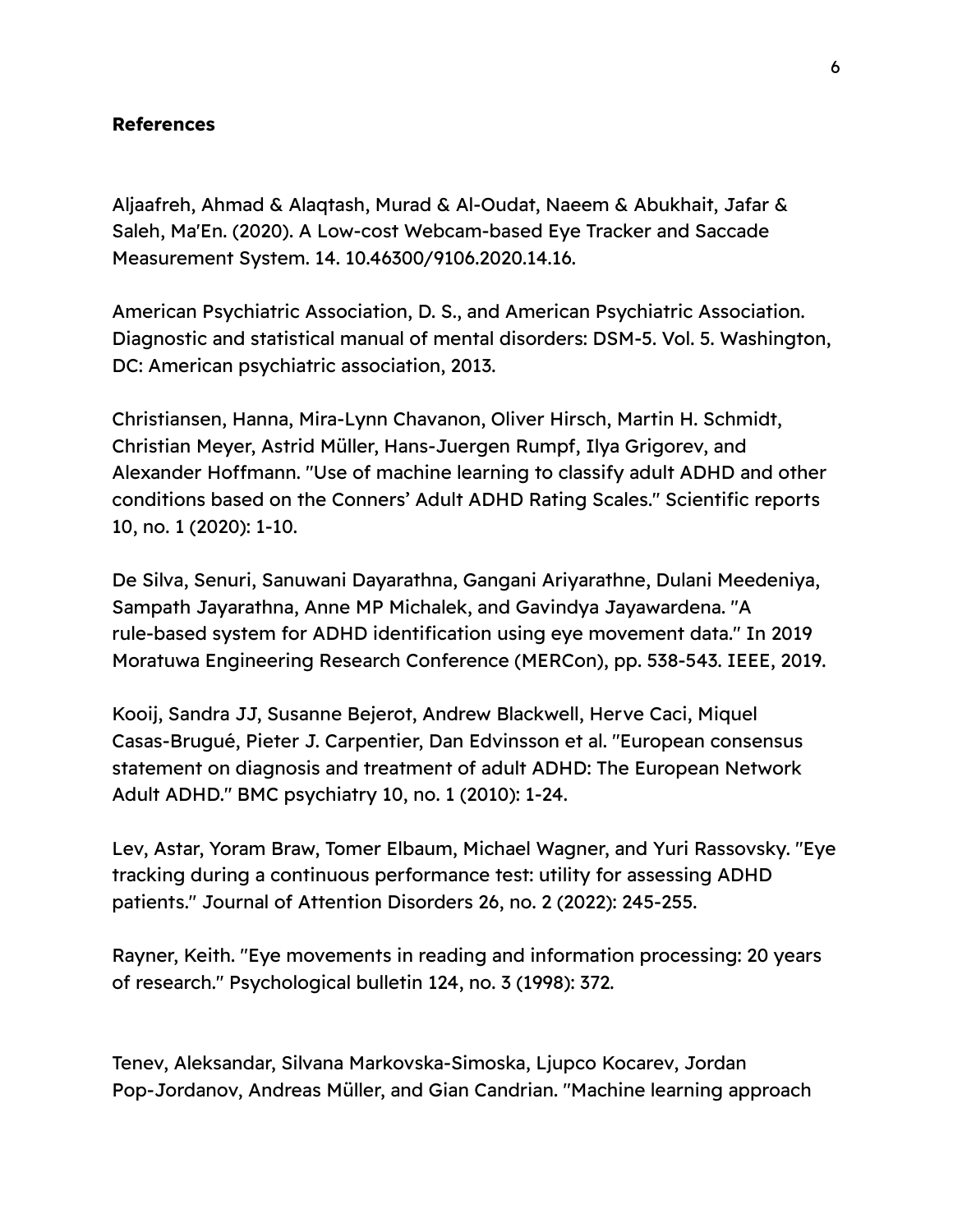**References**

Aljaafreh, Ahmad & Alaqtash, Murad & Al-Oudat, Naeem & Abukhait, Jafar & Saleh, Ma'En. (2020). A Low-cost Webcam-based Eye Tracker and Saccade Measurement System. 14. 10.46300/9106.2020.14.16.

American Psychiatric Association, D. S., and American Psychiatric Association. Diagnostic and statistical manual of mental disorders: DSM-5. Vol. 5. Washington, DC: American psychiatric association, 2013.

Christiansen, Hanna, Mira-Lynn Chavanon, Oliver Hirsch, Martin H. Schmidt, Christian Meyer, Astrid Müller, Hans-Juergen Rumpf, Ilya Grigorev, and Alexander Hoffmann. "Use of machine learning to classify adult ADHD and other conditions based on the Conners' Adult ADHD Rating Scales." Scientific reports 10, no. 1 (2020): 1-10.

De Silva, Senuri, Sanuwani Dayarathna, Gangani Ariyarathne, Dulani Meedeniya, Sampath Jayarathna, Anne MP Michalek, and Gavindya Jayawardena. "A rule-based system for ADHD identification using eye movement data." In 2019 Moratuwa Engineering Research Conference (MERCon), pp. 538-543. IEEE, 2019.

Kooij, Sandra JJ, Susanne Bejerot, Andrew Blackwell, Herve Caci, Miquel Casas-Brugué, Pieter J. Carpentier, Dan Edvinsson et al. "European consensus statement on diagnosis and treatment of adult ADHD: The European Network Adult ADHD." BMC psychiatry 10, no. 1 (2010): 1-24.

Lev, Astar, Yoram Braw, Tomer Elbaum, Michael Wagner, and Yuri Rassovsky. "Eye tracking during a continuous performance test: utility for assessing ADHD patients." Journal of Attention Disorders 26, no. 2 (2022): 245-255.

Rayner, Keith. "Eye movements in reading and information processing: 20 years of research." Psychological bulletin 124, no. 3 (1998): 372.

Tenev, Aleksandar, Silvana Markovska-Simoska, Ljupco Kocarev, Jordan Pop-Jordanov, Andreas Müller, and Gian Candrian. "Machine learning approach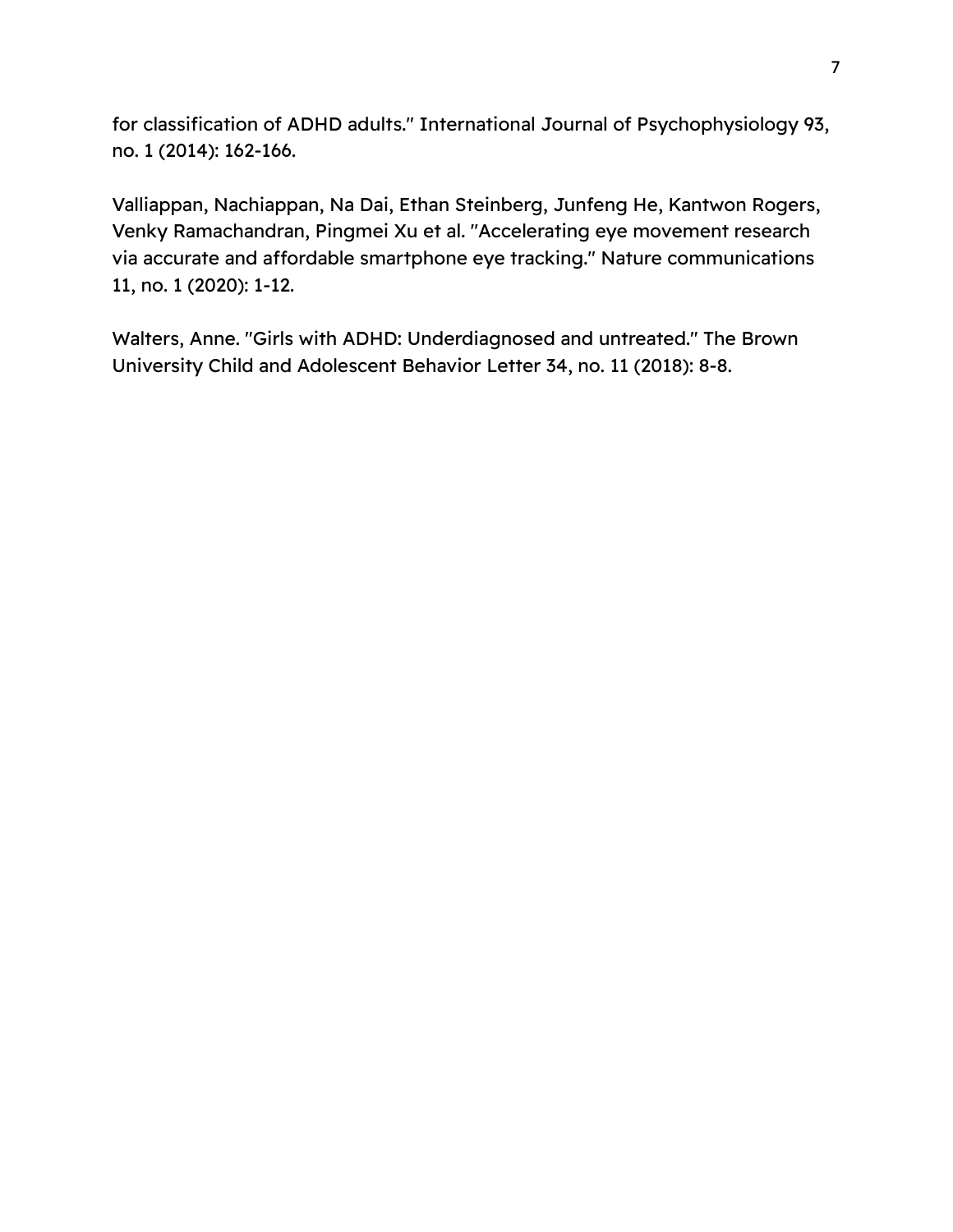for classification of ADHD adults." International Journal of Psychophysiology 93, no. 1 (2014): 162-166.

Valliappan, Nachiappan, Na Dai, Ethan Steinberg, Junfeng He, Kantwon Rogers, Venky Ramachandran, Pingmei Xu et al. "Accelerating eye movement research via accurate and affordable smartphone eye tracking." Nature communications 11, no. 1 (2020): 1-12.

Walters, Anne. "Girls with ADHD: Underdiagnosed and untreated." The Brown University Child and Adolescent Behavior Letter 34, no. 11 (2018): 8-8.